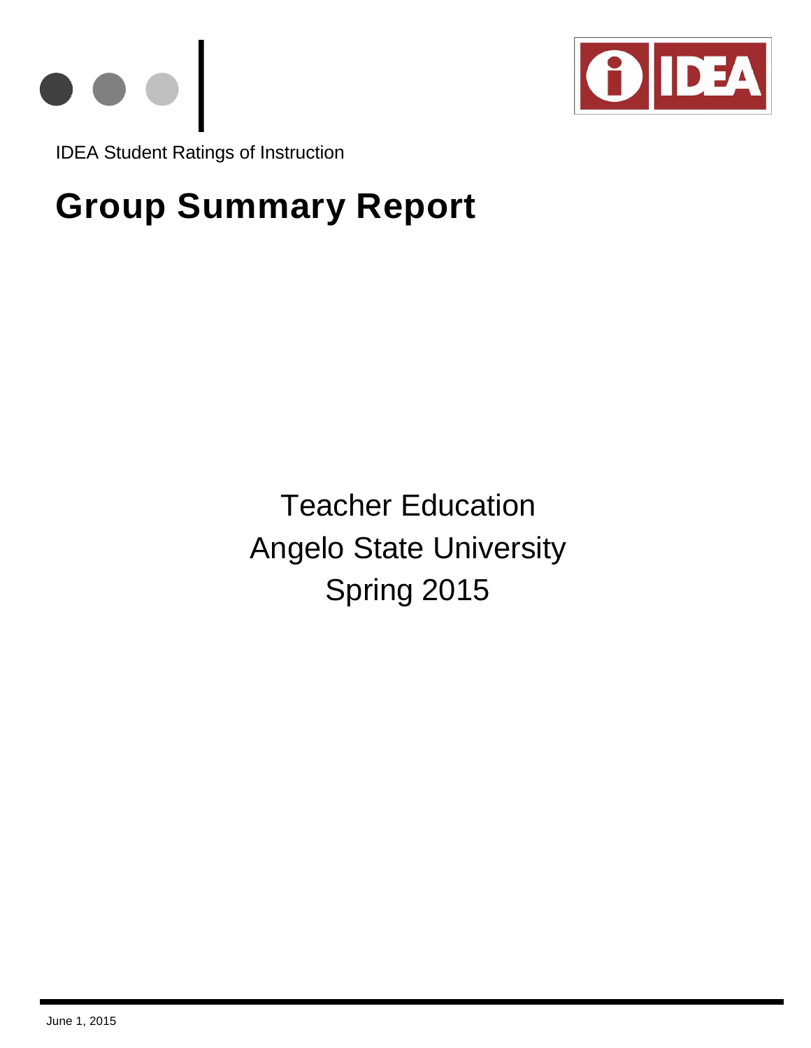IDEA Student Ratings of Instruction

# Group Summary Report

Teacher Education

Angelo State University

Spring 2015

June 1, 2015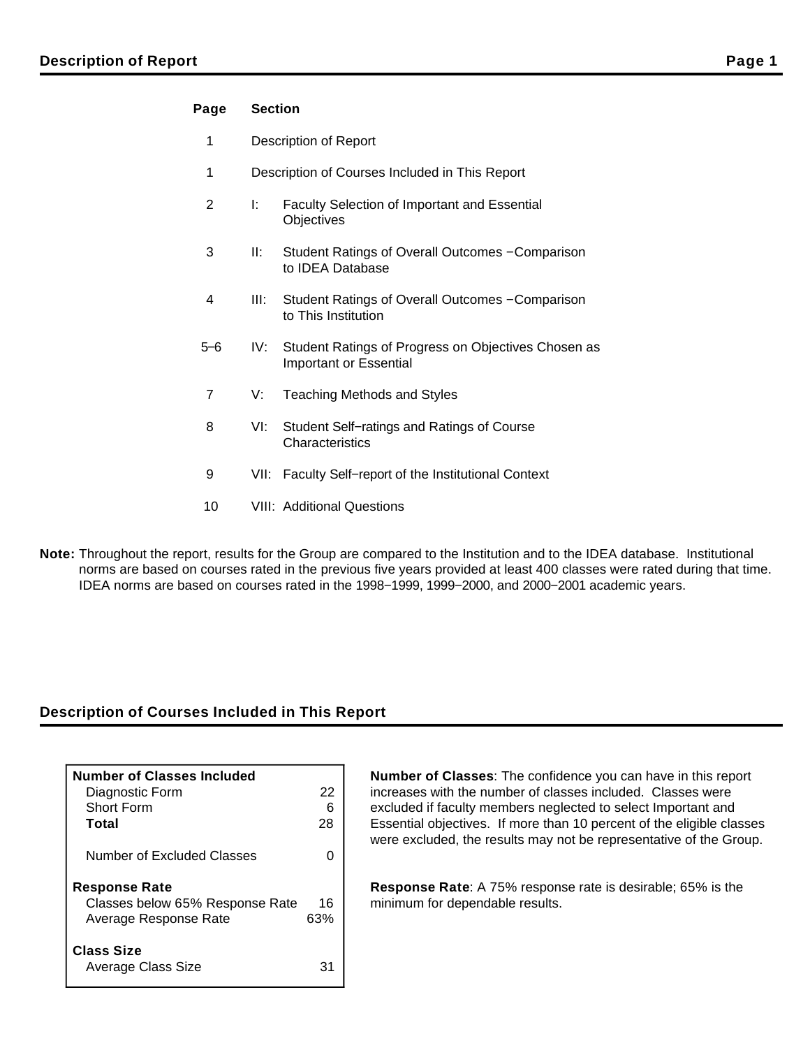## Description of Report

| Page | Section | |
|---|---|---|
| 1 | Description of Report | |
| 1 | Description of Courses Included in This Report | |
| 2 | I: | Faculty Selection of Important and Essential Objectives |
| 3 | II: | Student Ratings of Overall Outcomes −Comparison to IDEA Database |
| 4 | III: | Student Ratings of Overall Outcomes −Comparison to This Institution |
| 5–6 | IV: | Student Ratings of Progress on Objectives Chosen as Important or Essential |
| 7 | V: | Teaching Methods and Styles |
| 8 | VI: | Student Self−ratings and Ratings of Course Characteristics |
| 9 | VII: | Faculty Self−report of the Institutional Context |
| 10 | VIII: | Additional Questions |

**Note:** Throughout the report, results for the Group are compared to the Institution and to the IDEA database. Institutional norms are based on courses rated in the previous five years provided at least 400 classes were rated during that time. IDEA norms are based on courses rated in the 1998−1999, 1999−2000, and 2000−2001 academic years.

## Description of Courses Included in This Report

| | |
|---|---|
| **Number of Classes Included** | |
| Diagnostic Form | 22 |
| Short Form | 6 |
| **Total** | 28 |
| Number of Excluded Classes | 0 |
| **Response Rate** | |
| Classes below 65% Response Rate | 16 |
| Average Response Rate | 63% |
| **Class Size** | |
| Average Class Size | 31 |

**Number of Classes**: The confidence you can have in this report increases with the number of classes included. Classes were excluded if faculty members neglected to select Important and Essential objectives. If more than 10 percent of the eligible classes were excluded, the results may not be representative of the Group.

**Response Rate**: A 75% response rate is desirable; 65% is the minimum for dependable results.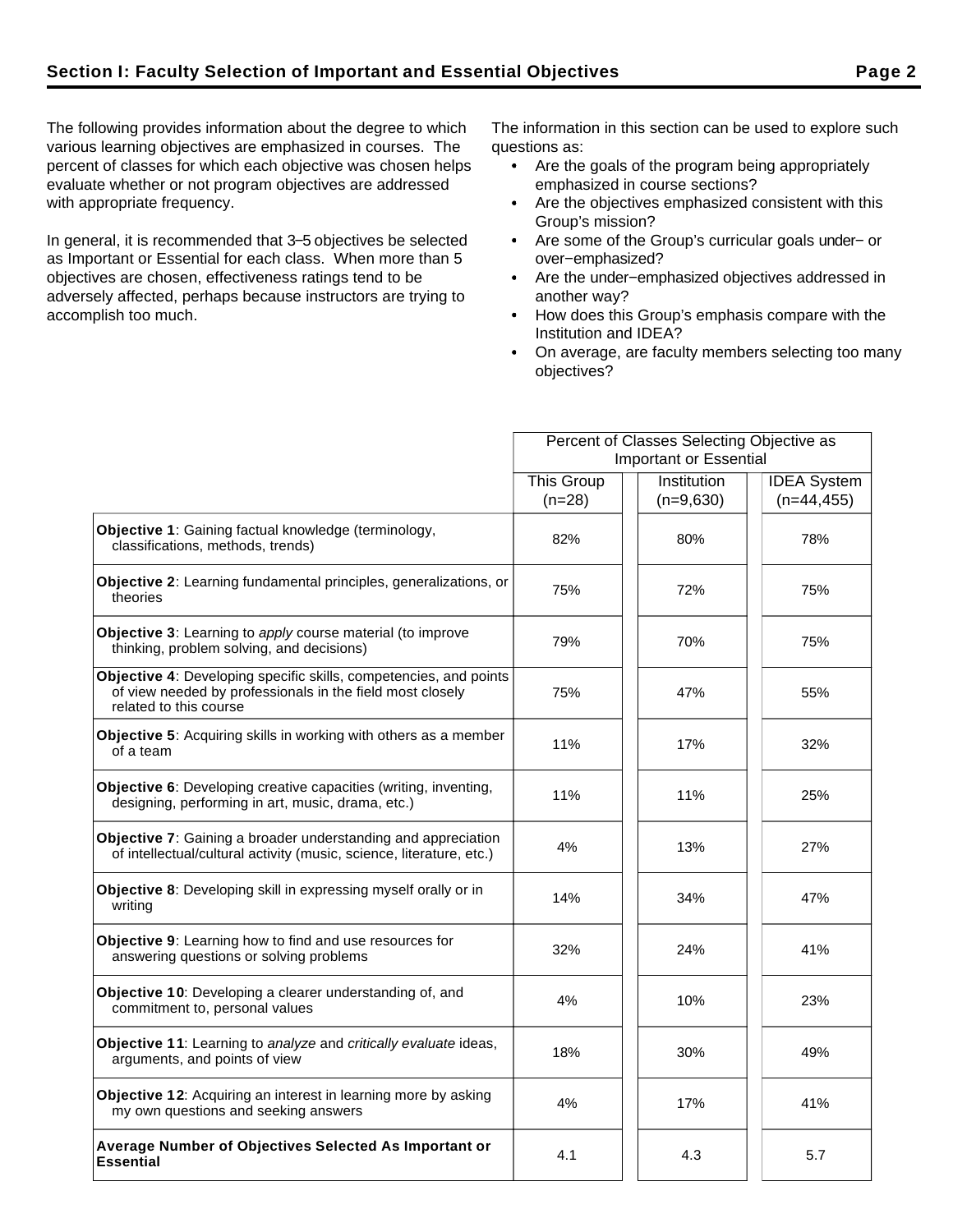## Section I: Faculty Selection of Important and Essential Objectives

The following provides information about the degree to which various learning objectives are emphasized in courses. The percent of classes for which each objective was chosen helps evaluate whether or not program objectives are addressed with appropriate frequency.

In general, it is recommended that 3–5 objectives be selected as Important or Essential for each class. When more than 5 objectives are chosen, effectiveness ratings tend to be adversely affected, perhaps because instructors are trying to accomplish too much.

The information in this section can be used to explore such questions as:

- Are the goals of the program being appropriately emphasized in course sections?
- Are the objectives emphasized consistent with this Group's mission?
- Are some of the Group's curricular goals under− or over−emphasized?
- Are the under−emphasized objectives addressed in another way?
- How does this Group's emphasis compare with the Institution and IDEA?
- On average, are faculty members selecting too many objectives?

| | Percent of Classes Selecting Objective as Important or Essential | | |
|---|---|---|---|
| | This Group (n=28) | Institution (n=9,630) | IDEA System (n=44,455) |
| **Objective 1**: Gaining factual knowledge (terminology, classifications, methods, trends) | 82% | 80% | 78% |
| **Objective 2**: Learning fundamental principles, generalizations, or theories | 75% | 72% | 75% |
| **Objective 3**: Learning to *apply* course material (to improve thinking, problem solving, and decisions) | 79% | 70% | 75% |
| **Objective 4**: Developing specific skills, competencies, and points of view needed by professionals in the field most closely related to this course | 75% | 47% | 55% |
| **Objective 5**: Acquiring skills in working with others as a member of a team | 11% | 17% | 32% |
| **Objective 6**: Developing creative capacities (writing, inventing, designing, performing in art, music, drama, etc.) | 11% | 11% | 25% |
| **Objective 7**: Gaining a broader understanding and appreciation of intellectual/cultural activity (music, science, literature, etc.) | 4% | 13% | 27% |
| **Objective 8**: Developing skill in expressing myself orally or in writing | 14% | 34% | 47% |
| **Objective 9**: Learning how to find and use resources for answering questions or solving problems | 32% | 24% | 41% |
| **Objective 10**: Developing a clearer understanding of, and commitment to, personal values | 4% | 10% | 23% |
| **Objective 11**: Learning to *analyze* and *critically evaluate* ideas, arguments, and points of view | 18% | 30% | 49% |
| **Objective 12**: Acquiring an interest in learning more by asking my own questions and seeking answers | 4% | 17% | 41% |
| **Average Number of Objectives Selected As Important or Essential** | 4.1 | 4.3 | 5.7 |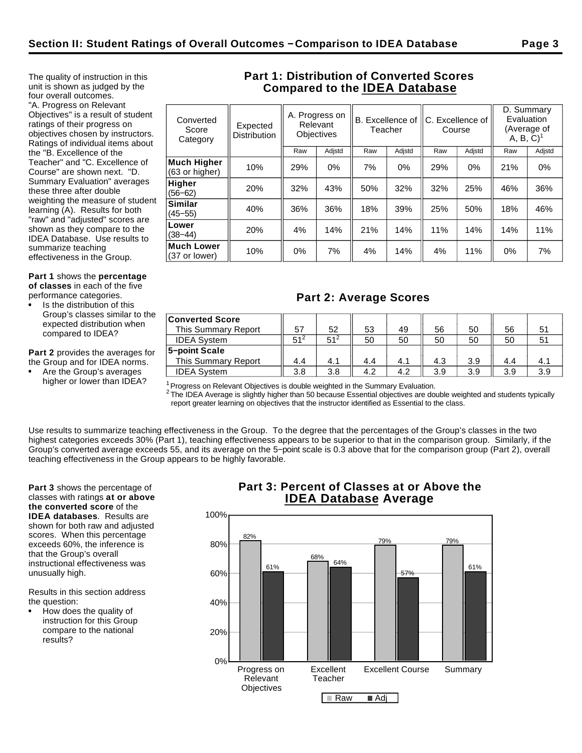## Section II: Student Ratings of Overall Outcomes – Comparison to IDEA Database

The quality of instruction in this unit is shown as judged by the four overall outcomes. "A. Progress on Relevant Objectives" is a result of student ratings of their progress on objectives chosen by instructors. Ratings of individual items about the "B. Excellence of the Teacher" and "C. Excellence of Course" are shown next. "D. Summary Evaluation" averages these three after double weighting the measure of student learning (A). Results for both "raw" and "adjusted" scores are shown as they compare to the IDEA Database. Use results to summarize teaching effectiveness in the Group.

**Part 1** shows the **percentage of classes** in each of the five performance categories.

- Is the distribution of this Group's classes similar to the expected distribution when compared to IDEA?

**Part 2** provides the averages for the Group and for IDEA norms.

- Are the Group's averages higher or lower than IDEA?

### Part 1: Distribution of Converted Scores Compared to the IDEA Database

| Converted Score Category | Expected Distribution | A. Progress on Relevant Objectives | | B. Excellence of Teacher | | C. Excellence of Course | | D. Summary Evaluation (Average of A, B, C)[1] | |
|---|---|---|---|---|---|---|---|---|---|
| | | Raw | Adjstd | Raw | Adjstd | Raw | Adjstd | Raw | Adjstd |
| **Much Higher** (63 or higher) | 10% | 29% | 0% | 7% | 0% | 29% | 0% | 21% | 0% |
| **Higher** (56–62) | 20% | 32% | 43% | 50% | 32% | 32% | 25% | 46% | 36% |
| **Similar** (45–55) | 40% | 36% | 36% | 18% | 39% | 25% | 50% | 18% | 46% |
| **Lower** (38–44) | 20% | 4% | 14% | 21% | 14% | 11% | 14% | 14% | 11% |
| **Much Lower** (37 or lower) | 10% | 0% | 7% | 4% | 14% | 4% | 11% | 0% | 7% |

### Part 2: Average Scores

| | A. Raw | A. Adjstd | B. Raw | B. Adjstd | C. Raw | C. Adjstd | D. Raw | D. Adjstd |
|---|---|---|---|---|---|---|---|---|
| **Converted Score** | | | | | | | | |
| This Summary Report | 57 | 52 | 53 | 49 | 56 | 50 | 56 | 51 |
| IDEA System | 51[2] | 51[2] | 50 | 50 | 50 | 50 | 50 | 51 |
| **5-point Scale** | | | | | | | | |
| This Summary Report | 4.4 | 4.1 | 4.4 | 4.1 | 4.3 | 3.9 | 4.4 | 4.1 |
| IDEA System | 3.8 | 3.8 | 4.2 | 4.2 | 3.9 | 3.9 | 3.9 | 3.9 |

[1] Progress on Relevant Objectives is double weighted in the Summary Evaluation.
[2] The IDEA Average is slightly higher than 50 because Essential objectives are double weighted and students typically report greater learning on objectives that the instructor identified as Essential to the class.

Use results to summarize teaching effectiveness in the Group. To the degree that the percentages of the Group's classes in the two highest categories exceeds 30% (Part 1), teaching effectiveness appears to be superior to that in the comparison group. Similarly, if the Group's converted average exceeds 55, and its average on the 5-point scale is 0.3 above that for the comparison group (Part 2), overall teaching effectiveness in the Group appears to be highly favorable.

**Part 3** shows the percentage of classes with ratings **at or above the converted score** of the **IDEA databases**. Results are shown for both raw and adjusted scores. When this percentage exceeds 60%, the inference is that the Group's overall instructional effectiveness was unusually high.

Results in this section address the question:

- How does the quality of instruction for this Group compare to the national results?

### Part 3: Percent of Classes at or Above the IDEA Database Average

| | Raw | Adj |
|---|---|---|
| Progress on Relevant Objectives | 82% | 61% |
| Excellent Teacher | 68% | 64% |
| Excellent Course | 79% | 57% |
| Summary | 79% | 61% |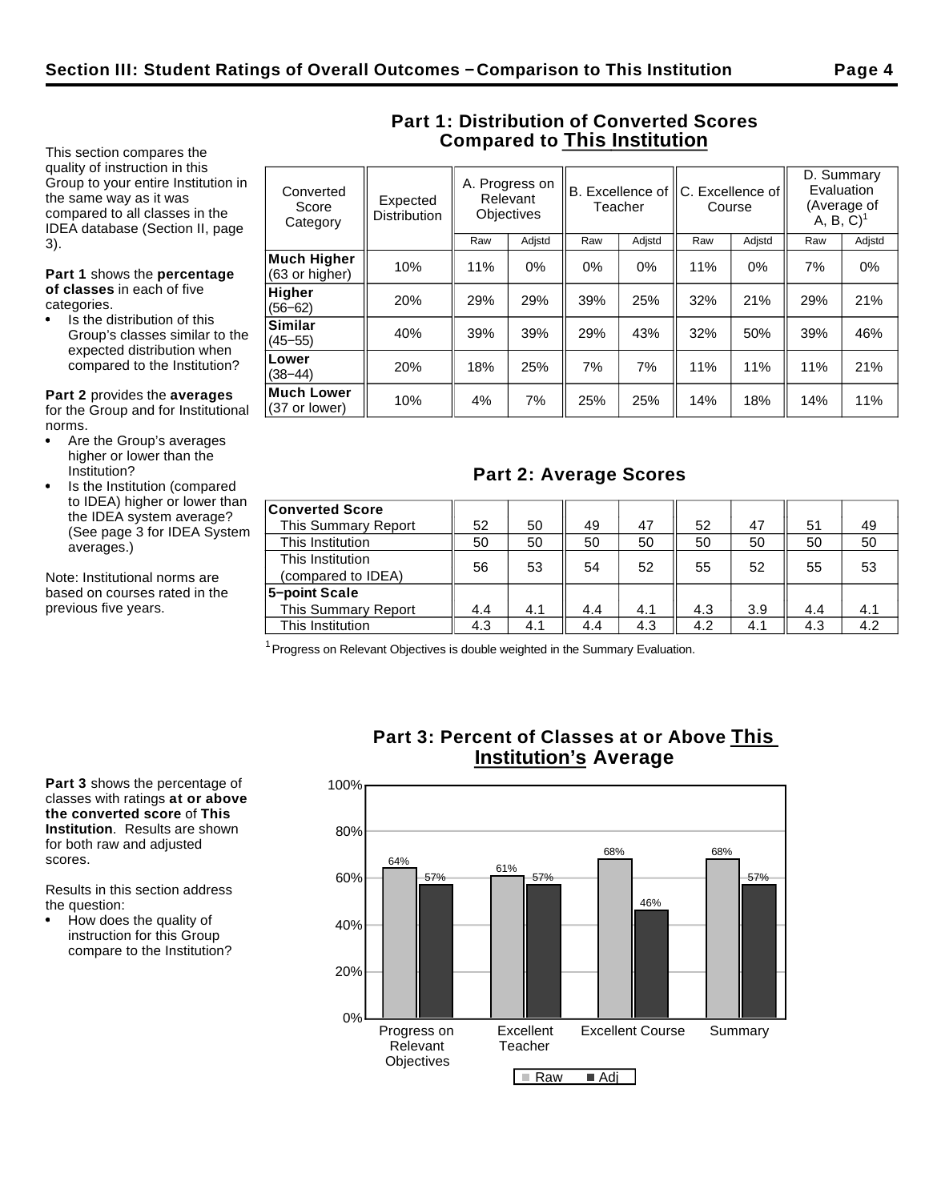## Section III: Student Ratings of Overall Outcomes – Comparison to This Institution

This section compares the quality of instruction in this Group to your entire Institution in the same way as it was compared to all classes in the IDEA database (Section II, page 3).

**Part 1** shows the **percentage of classes** in each of five categories.

- Is the distribution of this Group's classes similar to the expected distribution when compared to the Institution?

**Part 2** provides the **averages** for the Group and for Institutional norms.

- Are the Group's averages higher or lower than the Institution?
- Is the Institution (compared to IDEA) higher or lower than the IDEA system average? (See page 3 for IDEA System averages.)

Note: Institutional norms are based on courses rated in the previous five years.

### Part 1: Distribution of Converted Scores Compared to This Institution

| Converted Score Category | Expected Distribution | A. Progress on Relevant Objectives | | B. Excellence of Teacher | | C. Excellence of Course | | D. Summary Evaluation (Average of A, B, C)[1] | |
|---|---|---|---|---|---|---|---|---|---|
| | | Raw | Adjstd | Raw | Adjstd | Raw | Adjstd | Raw | Adjstd |
| **Much Higher** (63 or higher) | 10% | 11% | 0% | 0% | 0% | 11% | 0% | 7% | 0% |
| **Higher** (56–62) | 20% | 29% | 29% | 39% | 25% | 32% | 21% | 29% | 21% |
| **Similar** (45–55) | 40% | 39% | 39% | 29% | 43% | 32% | 50% | 39% | 46% |
| **Lower** (38–44) | 20% | 18% | 25% | 7% | 7% | 11% | 11% | 11% | 21% |
| **Much Lower** (37 or lower) | 10% | 4% | 7% | 25% | 25% | 14% | 18% | 14% | 11% |

### Part 2: Average Scores

| | A. Raw | A. Adjstd | B. Raw | B. Adjstd | C. Raw | C. Adjstd | D. Raw | D. Adjstd |
|---|---|---|---|---|---|---|---|---|
| **Converted Score** | | | | | | | | |
| This Summary Report | 52 | 50 | 49 | 47 | 52 | 47 | 51 | 49 |
| This Institution | 50 | 50 | 50 | 50 | 50 | 50 | 50 | 50 |
| This Institution (compared to IDEA) | 56 | 53 | 54 | 52 | 55 | 52 | 55 | 53 |
| **5–point Scale** | | | | | | | | |
| This Summary Report | 4.4 | 4.1 | 4.4 | 4.1 | 4.3 | 3.9 | 4.4 | 4.1 |
| This Institution | 4.3 | 4.1 | 4.4 | 4.3 | 4.2 | 4.1 | 4.3 | 4.2 |

[1] Progress on Relevant Objectives is double weighted in the Summary Evaluation.

**Part 3** shows the percentage of classes with ratings **at or above the converted score** of **This Institution**. Results are shown for both raw and adjusted scores.

Results in this section address the question:

- How does the quality of instruction for this Group compare to the Institution?

### Part 3: Percent of Classes at or Above This Institution's Average

| | Raw | Adj |
|---|---|---|
| Progress on Relevant Objectives | 64% | 57% |
| Excellent Teacher | 61% | 57% |
| Excellent Course | 68% | 46% |
| Summary | 68% | 57% |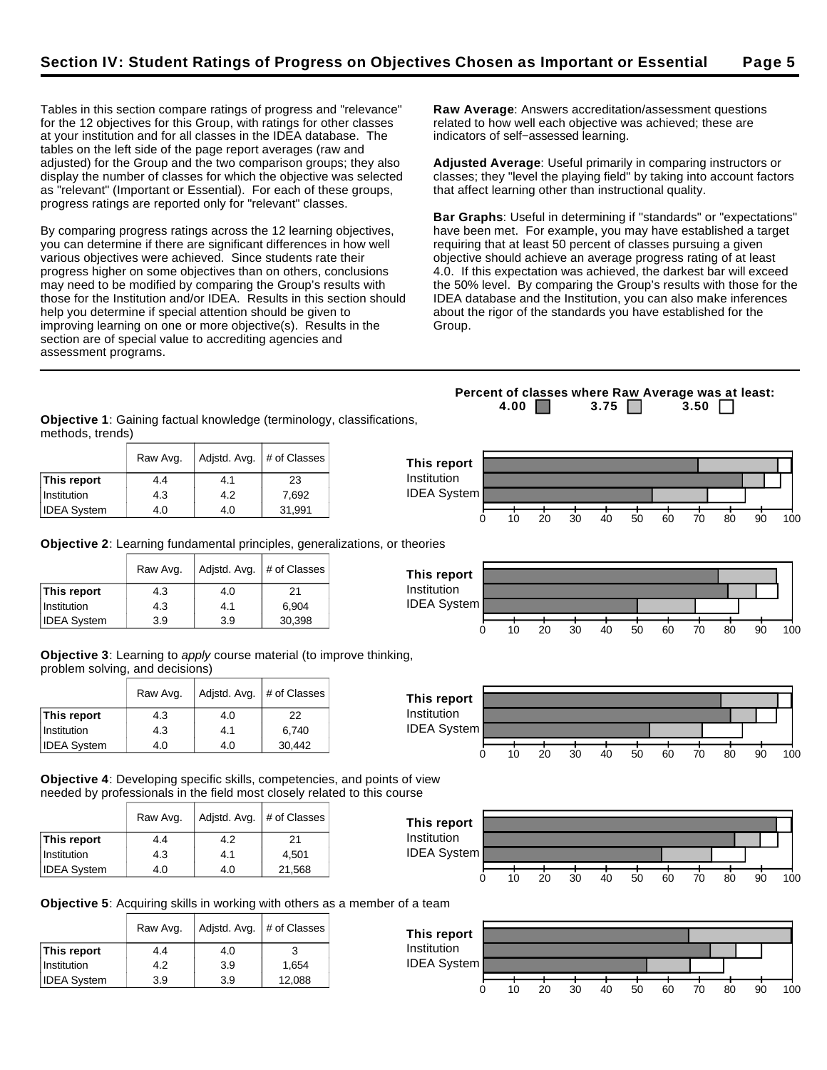## Section IV: Student Ratings of Progress on Objectives Chosen as Important or Essential

Tables in this section compare ratings of progress and "relevance" for the 12 objectives for this Group, with ratings for other classes at your institution and for all classes in the IDEA database. The tables on the left side of the page report averages (raw and adjusted) for the Group and the two comparison groups; they also display the number of classes for which the objective was selected as "relevant" (Important or Essential). For each of these groups, progress ratings are reported only for "relevant" classes.

By comparing progress ratings across the 12 learning objectives, you can determine if there are significant differences in how well various objectives were achieved. Since students rate their progress higher on some objectives than on others, conclusions may need to be modified by comparing the Group's results with those for the Institution and/or IDEA. Results in this section should help you determine if special attention should be given to improving learning on one or more objective(s). Results in the section are of special value to accrediting agencies and assessment programs.

**Raw Average**: Answers accreditation/assessment questions related to how well each objective was achieved; these are indicators of self−assessed learning.

**Adjusted Average**: Useful primarily in comparing instructors or classes; they "level the playing field" by taking into account factors that affect learning other than instructional quality.

**Bar Graphs**: Useful in determining if "standards" or "expectations" have been met. For example, you may have established a target requiring that at least 50 percent of classes pursuing a given objective should achieve an average progress rating of at least 4.0. If this expectation was achieved, the darkest bar will exceed the 50% level. By comparing the Group's results with those for the IDEA database and the Institution, you can also make inferences about the rigor of the standards you have established for the Group.

**Percent of classes where Raw Average was at least:** 4.00 / 3.75 / 3.50

**Objective 1**: Gaining factual knowledge (terminology, classifications, methods, trends)

| | Raw Avg. | Adjstd. Avg. | # of Classes |
|---|---|---|---|
| **This report** | 4.4 | 4.1 | 23 |
| Institution | 4.3 | 4.2 | 7,692 |
| IDEA System | 4.0 | 4.0 | 31,991 |

**Objective 2**: Learning fundamental principles, generalizations, or theories

| | Raw Avg. | Adjstd. Avg. | # of Classes |
|---|---|---|---|
| **This report** | 4.3 | 4.0 | 21 |
| Institution | 4.3 | 4.1 | 6,904 |
| IDEA System | 3.9 | 3.9 | 30,398 |

**Objective 3**: Learning to *apply* course material (to improve thinking, problem solving, and decisions)

| | Raw Avg. | Adjstd. Avg. | # of Classes |
|---|---|---|---|
| **This report** | 4.3 | 4.0 | 22 |
| Institution | 4.3 | 4.1 | 6,740 |
| IDEA System | 4.0 | 4.0 | 30,442 |

**Objective 4**: Developing specific skills, competencies, and points of view needed by professionals in the field most closely related to this course

| | Raw Avg. | Adjstd. Avg. | # of Classes |
|---|---|---|---|
| **This report** | 4.4 | 4.2 | 21 |
| Institution | 4.3 | 4.1 | 4,501 |
| IDEA System | 4.0 | 4.0 | 21,568 |

**Objective 5**: Acquiring skills in working with others as a member of a team

| | Raw Avg. | Adjstd. Avg. | # of Classes |
|---|---|---|---|
| **This report** | 4.4 | 4.0 | 3 |
| Institution | 4.2 | 3.9 | 1,654 |
| IDEA System | 3.9 | 3.9 | 12,088 |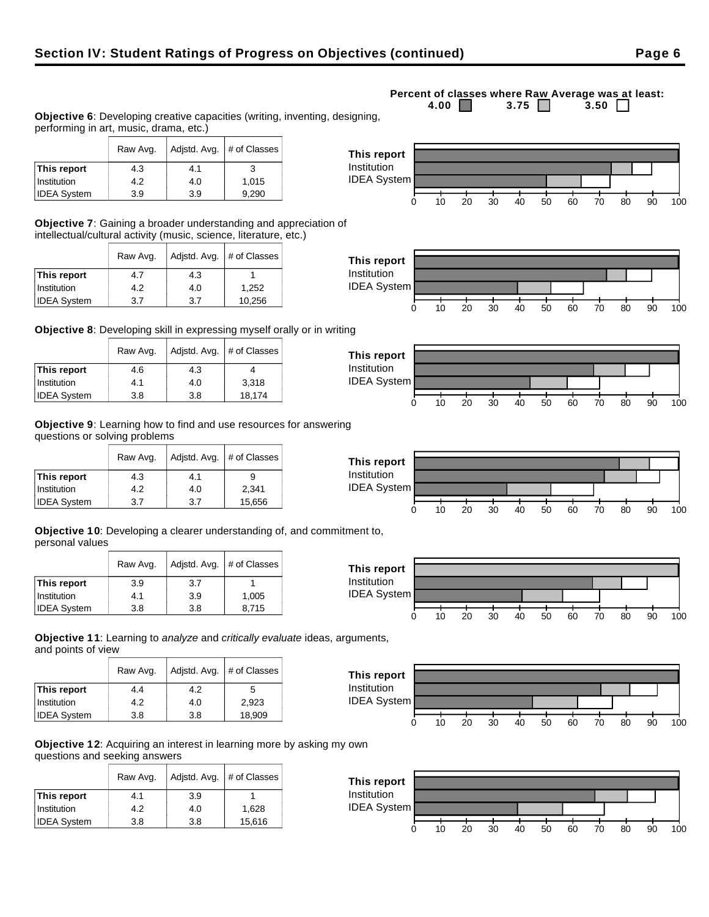## Section IV: Student Ratings of Progress on Objectives (continued)

Percent of classes where Raw Average was at least: 4.00 ■ 3.75 ■ 3.50 □

**Objective 6**: Developing creative capacities (writing, inventing, designing, performing in art, music, drama, etc.)

| | Raw Avg. | Adjstd. Avg. | # of Classes |
|---|---|---|---|
| **This report** | 4.3 | 4.1 | 3 |
| Institution | 4.2 | 4.0 | 1,015 |
| IDEA System | 3.9 | 3.9 | 9,290 |

**Objective 7**: Gaining a broader understanding and appreciation of intellectual/cultural activity (music, science, literature, etc.)

| | Raw Avg. | Adjstd. Avg. | # of Classes |
|---|---|---|---|
| **This report** | 4.7 | 4.3 | 1 |
| Institution | 4.2 | 4.0 | 1,252 |
| IDEA System | 3.7 | 3.7 | 10,256 |

**Objective 8**: Developing skill in expressing myself orally or in writing

| | Raw Avg. | Adjstd. Avg. | # of Classes |
|---|---|---|---|
| **This report** | 4.6 | 4.3 | 4 |
| Institution | 4.1 | 4.0 | 3,318 |
| IDEA System | 3.8 | 3.8 | 18,174 |

**Objective 9**: Learning how to find and use resources for answering questions or solving problems

| | Raw Avg. | Adjstd. Avg. | # of Classes |
|---|---|---|---|
| **This report** | 4.3 | 4.1 | 9 |
| Institution | 4.2 | 4.0 | 2,341 |
| IDEA System | 3.7 | 3.7 | 15,656 |

**Objective 10**: Developing a clearer understanding of, and commitment to, personal values

| | Raw Avg. | Adjstd. Avg. | # of Classes |
|---|---|---|---|
| **This report** | 3.9 | 3.7 | 1 |
| Institution | 4.1 | 3.9 | 1,005 |
| IDEA System | 3.8 | 3.8 | 8,715 |

**Objective 11**: Learning to *analyze* and *critically evaluate* ideas, arguments, and points of view

| | Raw Avg. | Adjstd. Avg. | # of Classes |
|---|---|---|---|
| **This report** | 4.4 | 4.2 | 5 |
| Institution | 4.2 | 4.0 | 2,923 |
| IDEA System | 3.8 | 3.8 | 18,909 |

**Objective 12**: Acquiring an interest in learning more by asking my own questions and seeking answers

| | Raw Avg. | Adjstd. Avg. | # of Classes |
|---|---|---|---|
| **This report** | 4.1 | 3.9 | 1 |
| Institution | 4.2 | 4.0 | 1,628 |
| IDEA System | 3.8 | 3.8 | 15,616 |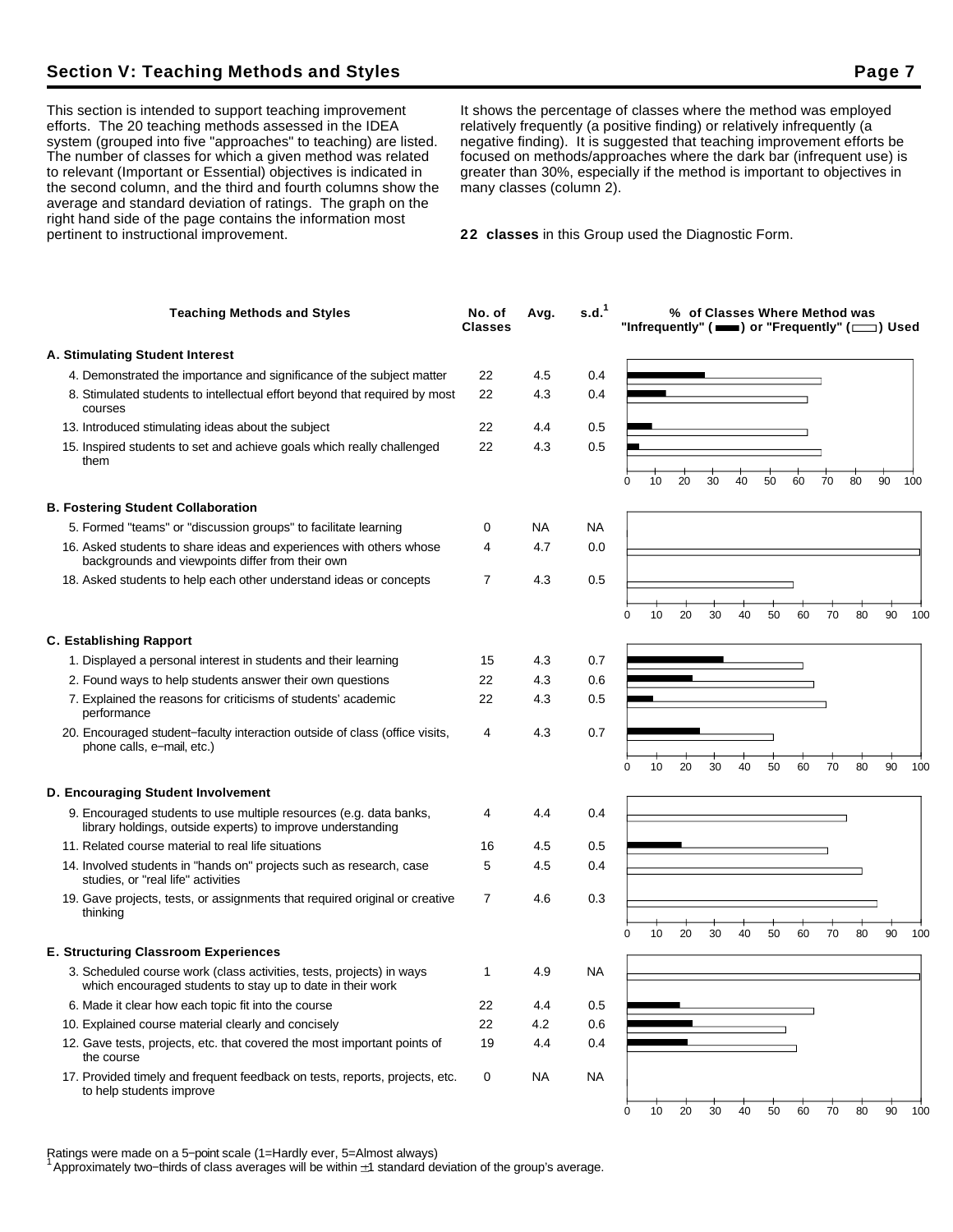## Section V: Teaching Methods and Styles

This section is intended to support teaching improvement efforts. The 20 teaching methods assessed in the IDEA system (grouped into five "approaches" to teaching) are listed. The number of classes for which a given method was related to relevant (Important or Essential) objectives is indicated in the second column, and the third and fourth columns show the average and standard deviation of ratings. The graph on the right hand side of the page contains the information most pertinent to instructional improvement.

It shows the percentage of classes where the method was employed relatively frequently (a positive finding) or relatively infrequently (a negative finding). It is suggested that teaching improvement efforts be focused on methods/approaches where the dark bar (infrequent use) is greater than 30%, especially if the method is important to objectives in many classes (column 2).

**22 classes** in this Group used the Diagnostic Form.

| Teaching Methods and Styles | No. of Classes | Avg. | s.d.[1] |
|---|---|---|---|
| **A. Stimulating Student Interest** | | | |
| 4. Demonstrated the importance and significance of the subject matter | 22 | 4.5 | 0.4 |
| 8. Stimulated students to intellectual effort beyond that required by most courses | 22 | 4.3 | 0.4 |
| 13. Introduced stimulating ideas about the subject | 22 | 4.4 | 0.5 |
| 15. Inspired students to set and achieve goals which really challenged them | 22 | 4.3 | 0.5 |
| **B. Fostering Student Collaboration** | | | |
| 5. Formed "teams" or "discussion groups" to facilitate learning | 0 | NA | NA |
| 16. Asked students to share ideas and experiences with others whose backgrounds and viewpoints differ from their own | 4 | 4.7 | 0.0 |
| 18. Asked students to help each other understand ideas or concepts | 7 | 4.3 | 0.5 |
| **C. Establishing Rapport** | | | |
| 1. Displayed a personal interest in students and their learning | 15 | 4.3 | 0.7 |
| 2. Found ways to help students answer their own questions | 22 | 4.3 | 0.6 |
| 7. Explained the reasons for criticisms of students' academic performance | 22 | 4.3 | 0.5 |
| 20. Encouraged student−faculty interaction outside of class (office visits, phone calls, e−mail, etc.) | 4 | 4.3 | 0.7 |
| **D. Encouraging Student Involvement** | | | |
| 9. Encouraged students to use multiple resources (e.g. data banks, library holdings, outside experts) to improve understanding | 4 | 4.4 | 0.4 |
| 11. Related course material to real life situations | 16 | 4.5 | 0.5 |
| 14. Involved students in "hands on" projects such as research, case studies, or "real life" activities | 5 | 4.5 | 0.4 |
| 19. Gave projects, tests, or assignments that required original or creative thinking | 7 | 4.6 | 0.3 |
| **E. Structuring Classroom Experiences** | | | |
| 3. Scheduled course work (class activities, tests, projects) in ways which encouraged students to stay up to date in their work | 1 | 4.9 | NA |
| 6. Made it clear how each topic fit into the course | 22 | 4.4 | 0.5 |
| 10. Explained course material clearly and concisely | 22 | 4.2 | 0.6 |
| 12. Gave tests, projects, etc. that covered the most important points of the course | 19 | 4.4 | 0.4 |
| 17. Provided timely and frequent feedback on tests, reports, projects, etc. to help students improve | 0 | NA | NA |

% of Classes Where Method was "Infrequently" (dark bar) or "Frequently" (open bar) Used

Ratings were made on a 5−point scale (1=Hardly ever, 5=Almost always)

[1] Approximately two−thirds of class averages will be within ±1 standard deviation of the group's average.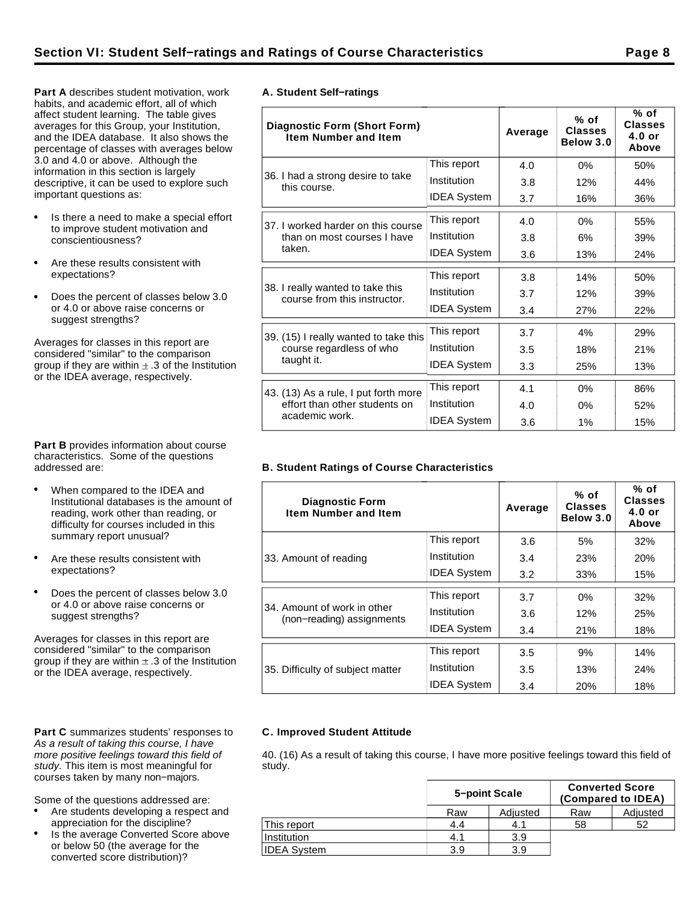## Section VI: Student Self−ratings and Ratings of Course Characteristics

**Part A** describes student motivation, work habits, and academic effort, all of which affect student learning. The table gives averages for this Group, your Institution, and the IDEA database. It also shows the percentage of classes with averages below 3.0 and 4.0 or above. Although the information in this section is largely descriptive, it can be used to explore such important questions as:

- Is there a need to make a special effort to improve student motivation and conscientiousness?
- Are these results consistent with expectations?
- Does the percent of classes below 3.0 or 4.0 or above raise concerns or suggest strengths?

Averages for classes in this report are considered "similar" to the comparison group if they are within ± .3 of the Institution or the IDEA average, respectively.

### A. Student Self−ratings

| Diagnostic Form (Short Form) Item Number and Item | | Average | % of Classes Below 3.0 | % of Classes 4.0 or Above |
|---|---|---|---|---|
| 36. I had a strong desire to take this course. | This report | 4.0 | 0% | 50% |
| | Institution | 3.8 | 12% | 44% |
| | IDEA System | 3.7 | 16% | 36% |
| 37. I worked harder on this course than on most courses I have taken. | This report | 4.0 | 0% | 55% |
| | Institution | 3.8 | 6% | 39% |
| | IDEA System | 3.6 | 13% | 24% |
| 38. I really wanted to take this course from this instructor. | This report | 3.8 | 14% | 50% |
| | Institution | 3.7 | 12% | 39% |
| | IDEA System | 3.4 | 27% | 22% |
| 39. (15) I really wanted to take this course regardless of who taught it. | This report | 3.7 | 4% | 29% |
| | Institution | 3.5 | 18% | 21% |
| | IDEA System | 3.3 | 25% | 13% |
| 43. (13) As a rule, I put forth more effort than other students on academic work. | This report | 4.1 | 0% | 86% |
| | Institution | 4.0 | 0% | 52% |
| | IDEA System | 3.6 | 1% | 15% |

**Part B** provides information about course characteristics. Some of the questions addressed are:

- When compared to the IDEA and Institutional databases is the amount of reading, work other than reading, or difficulty for courses included in this summary report unusual?
- Are these results consistent with expectations?
- Does the percent of classes below 3.0 or 4.0 or above raise concerns or suggest strengths?

Averages for classes in this report are considered "similar" to the comparison group if they are within ± .3 of the Institution or the IDEA average, respectively.

### B. Student Ratings of Course Characteristics

| Diagnostic Form Item Number and Item | | Average | % of Classes Below 3.0 | % of Classes 4.0 or Above |
|---|---|---|---|---|
| 33. Amount of reading | This report | 3.6 | 5% | 32% |
| | Institution | 3.4 | 23% | 20% |
| | IDEA System | 3.2 | 33% | 15% |
| 34. Amount of work in other (non−reading) assignments | This report | 3.7 | 0% | 32% |
| | Institution | 3.6 | 12% | 25% |
| | IDEA System | 3.4 | 21% | 18% |
| 35. Difficulty of subject matter | This report | 3.5 | 9% | 14% |
| | Institution | 3.5 | 13% | 24% |
| | IDEA System | 3.4 | 20% | 18% |

**Part C** summarizes students' responses to *As a result of taking this course, I have more positive feelings toward this field of study.* This item is most meaningful for courses taken by many non−majors.

Some of the questions addressed are:

- Are students developing a respect and appreciation for the discipline?
- Is the average Converted Score above or below 50 (the average for the converted score distribution)?

### C. Improved Student Attitude

40. (16) As a result of taking this course, I have more positive feelings toward this field of study.

| | 5−point Scale | | Converted Score (Compared to IDEA) | |
|---|---|---|---|---|
| | Raw | Adjusted | Raw | Adjusted |
| This report | 4.4 | 4.1 | 58 | 52 |
| Institution | 4.1 | 3.9 | | |
| IDEA System | 3.9 | 3.9 | | |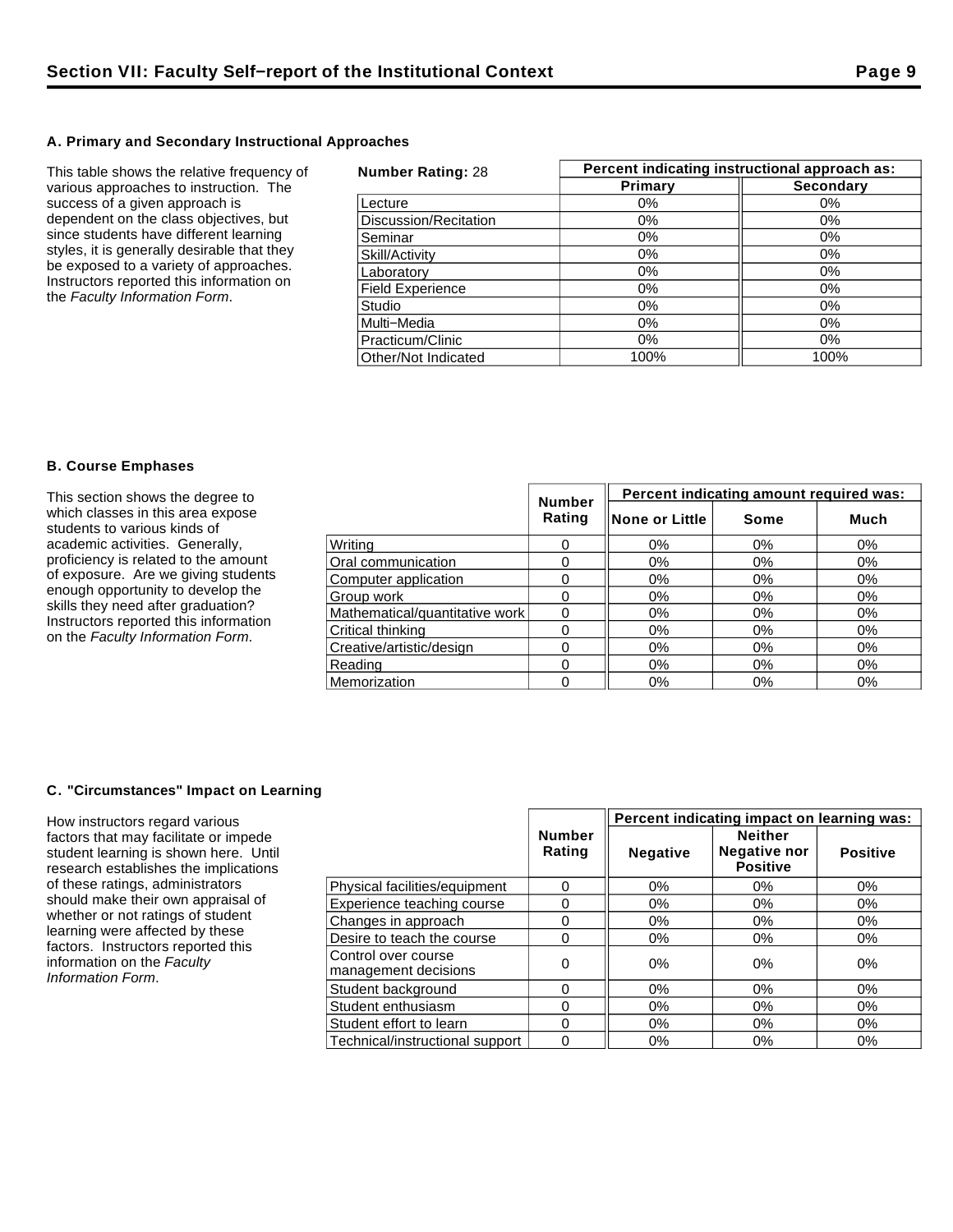## Section VII: Faculty Self–report of the Institutional Context

### A. Primary and Secondary Instructional Approaches

This table shows the relative frequency of various approaches to instruction. The success of a given approach is dependent on the class objectives, but since students have different learning styles, it is generally desirable that they be exposed to a variety of approaches. Instructors reported this information on the *Faculty Information Form*.

| **Number Rating:** 28 | Percent indicating instructional approach as: | |
|---|---|---|
| | **Primary** | **Secondary** |
| Lecture | 0% | 0% |
| Discussion/Recitation | 0% | 0% |
| Seminar | 0% | 0% |
| Skill/Activity | 0% | 0% |
| Laboratory | 0% | 0% |
| Field Experience | 0% | 0% |
| Studio | 0% | 0% |
| Multi–Media | 0% | 0% |
| Practicum/Clinic | 0% | 0% |
| Other/Not Indicated | 100% | 100% |

### B. Course Emphases

This section shows the degree to which classes in this area expose students to various kinds of academic activities. Generally, proficiency is related to the amount of exposure. Are we giving students enough opportunity to develop the skills they need after graduation? Instructors reported this information on the *Faculty Information Form*.

| | Number Rating | Percent indicating amount required was: | | |
|---|---|---|---|---|
| | | **None or Little** | **Some** | **Much** |
| Writing | 0 | 0% | 0% | 0% |
| Oral communication | 0 | 0% | 0% | 0% |
| Computer application | 0 | 0% | 0% | 0% |
| Group work | 0 | 0% | 0% | 0% |
| Mathematical/quantitative work | 0 | 0% | 0% | 0% |
| Critical thinking | 0 | 0% | 0% | 0% |
| Creative/artistic/design | 0 | 0% | 0% | 0% |
| Reading | 0 | 0% | 0% | 0% |
| Memorization | 0 | 0% | 0% | 0% |

### C. "Circumstances" Impact on Learning

How instructors regard various factors that may facilitate or impede student learning is shown here. Until research establishes the implications of these ratings, administrators should make their own appraisal of whether or not ratings of student learning were affected by these factors. Instructors reported this information on the *Faculty Information Form*.

| | Number Rating | Percent indicating impact on learning was: | | |
|---|---|---|---|---|
| | | **Negative** | **Neither Negative nor Positive** | **Positive** |
| Physical facilities/equipment | 0 | 0% | 0% | 0% |
| Experience teaching course | 0 | 0% | 0% | 0% |
| Changes in approach | 0 | 0% | 0% | 0% |
| Desire to teach the course | 0 | 0% | 0% | 0% |
| Control over course management decisions | 0 | 0% | 0% | 0% |
| Student background | 0 | 0% | 0% | 0% |
| Student enthusiasm | 0 | 0% | 0% | 0% |
| Student effort to learn | 0 | 0% | 0% | 0% |
| Technical/instructional support | 0 | 0% | 0% | 0% |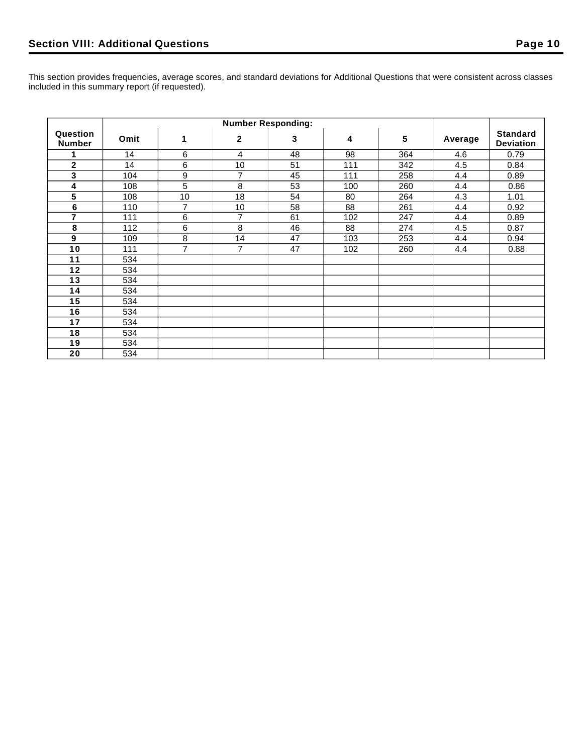## Section VIII: Additional Questions

This section provides frequencies, average scores, and standard deviations for Additional Questions that were consistent across classes included in this summary report (if requested).

| Question Number | Number Responding: | | | | | | Average | Standard Deviation |
|---|---|---|---|---|---|---|---|---|
| | Omit | 1 | 2 | 3 | 4 | 5 | | |
| 1 | 14 | 6 | 4 | 48 | 98 | 364 | 4.6 | 0.79 |
| 2 | 14 | 6 | 10 | 51 | 111 | 342 | 4.5 | 0.84 |
| 3 | 104 | 9 | 7 | 45 | 111 | 258 | 4.4 | 0.89 |
| 4 | 108 | 5 | 8 | 53 | 100 | 260 | 4.4 | 0.86 |
| 5 | 108 | 10 | 18 | 54 | 80 | 264 | 4.3 | 1.01 |
| 6 | 110 | 7 | 10 | 58 | 88 | 261 | 4.4 | 0.92 |
| 7 | 111 | 6 | 7 | 61 | 102 | 247 | 4.4 | 0.89 |
| 8 | 112 | 6 | 8 | 46 | 88 | 274 | 4.5 | 0.87 |
| 9 | 109 | 8 | 14 | 47 | 103 | 253 | 4.4 | 0.94 |
| 10 | 111 | 7 | 7 | 47 | 102 | 260 | 4.4 | 0.88 |
| 11 | 534 | | | | | | | |
| 12 | 534 | | | | | | | |
| 13 | 534 | | | | | | | |
| 14 | 534 | | | | | | | |
| 15 | 534 | | | | | | | |
| 16 | 534 | | | | | | | |
| 17 | 534 | | | | | | | |
| 18 | 534 | | | | | | | |
| 19 | 534 | | | | | | | |
| 20 | 534 | | | | | | | |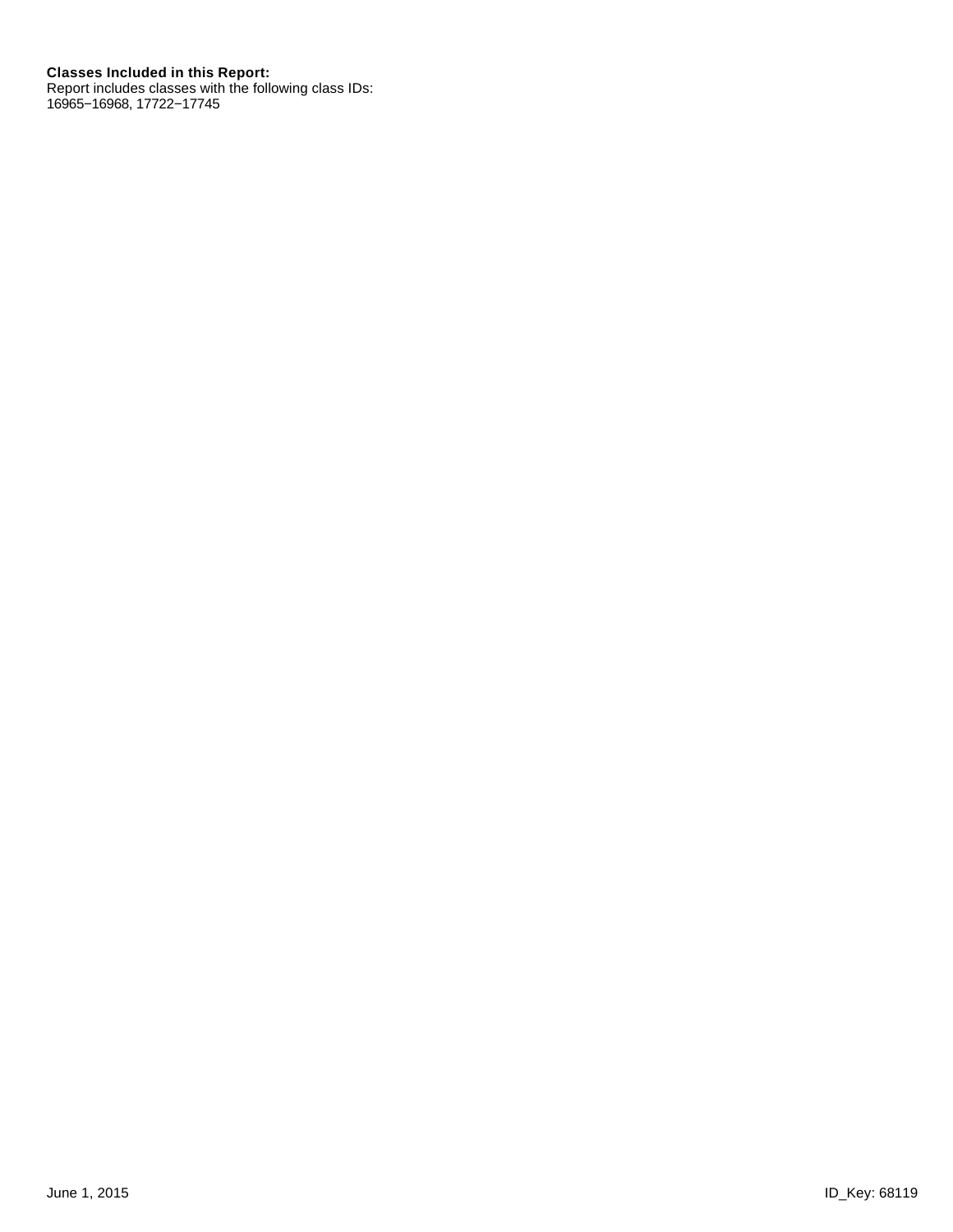**Classes Included in this Report:**

Report includes classes with the following class IDs:
16965−16968, 17722−17745